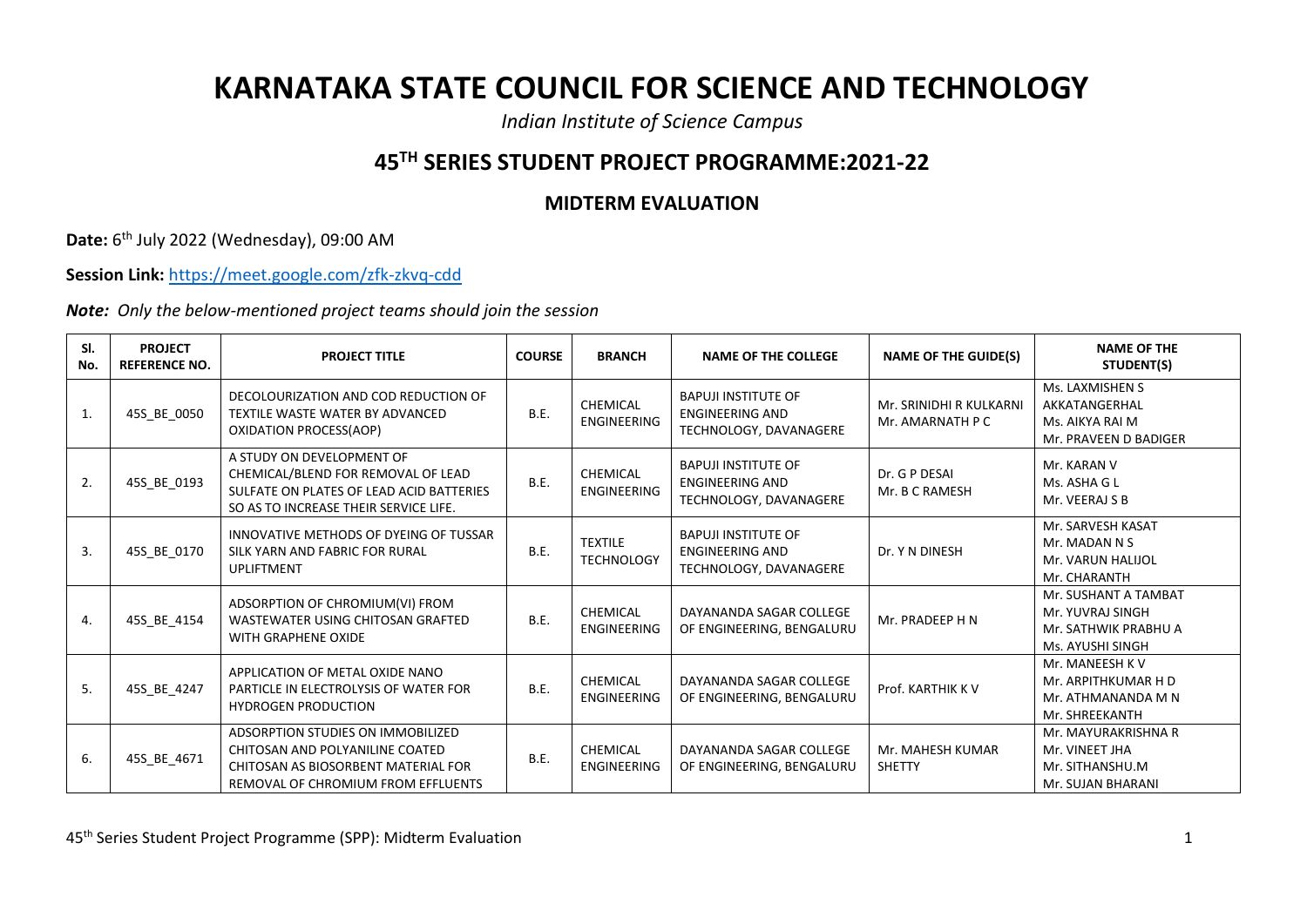# KARNATAKA STATE COUNCIL FOR SCIENCE AND TECHNOLOGY

*Indian Institute of Science Campus*

## 45TH SERIES STUDENT PROJECT PROGRAMME:2021-22

### MIDTERM EVALUATION

**Date:** 6th July 2022 (Wednesday), 09:00 AM

**Session Link:** https://meet.google.com/zfk-zkvq-cdd

***Note:*** *Only the below-mentioned project teams should join the session*

| Sl. No. | PROJECT REFERENCE NO. | PROJECT TITLE | COURSE | BRANCH | NAME OF THE COLLEGE | NAME OF THE GUIDE(S) | NAME OF THE STUDENT(S) |
|---|---|---|---|---|---|---|---|
| 1. | 45S_BE_0050 | DECOLOURIZATION AND COD REDUCTION OF TEXTILE WASTE WATER BY ADVANCED OXIDATION PROCESS(AOP) | B.E. | CHEMICAL ENGINEERING | BAPUJI INSTITUTE OF ENGINEERING AND TECHNOLOGY, DAVANAGERE | Mr. SRINIDHI R KULKARNI<br>Mr. AMARNATH P C | Ms. LAXMISHEN S AKKATANGERHAL<br>Ms. AIKYA RAI M<br>Mr. PRAVEEN D BADIGER |
| 2. | 45S_BE_0193 | A STUDY ON DEVELOPMENT OF CHEMICAL/BLEND FOR REMOVAL OF LEAD SULFATE ON PLATES OF LEAD ACID BATTERIES SO AS TO INCREASE THEIR SERVICE LIFE. | B.E. | CHEMICAL ENGINEERING | BAPUJI INSTITUTE OF ENGINEERING AND TECHNOLOGY, DAVANAGERE | Dr. G P DESAI<br>Mr. B C RAMESH | Mr. KARAN V<br>Ms. ASHA G L<br>Mr. VEERAJ S B |
| 3. | 45S_BE_0170 | INNOVATIVE METHODS OF DYEING OF TUSSAR SILK YARN AND FABRIC FOR RURAL UPLIFTMENT | B.E. | TEXTILE TECHNOLOGY | BAPUJI INSTITUTE OF ENGINEERING AND TECHNOLOGY, DAVANAGERE | Dr. Y N DINESH | Mr. SARVESH KASAT<br>Mr. MADAN N S<br>Mr. VARUN HALIJOL<br>Mr. CHARANTH |
| 4. | 45S_BE_4154 | ADSORPTION OF CHROMIUM(VI) FROM WASTEWATER USING CHITOSAN GRAFTED WITH GRAPHENE OXIDE | B.E. | CHEMICAL ENGINEERING | DAYANANDA SAGAR COLLEGE OF ENGINEERING, BENGALURU | Mr. PRADEEP H N | Mr. SUSHANT A TAMBAT<br>Mr. YUVRAJ SINGH<br>Mr. SATHWIK PRABHU A<br>Ms. AYUSHI SINGH |
| 5. | 45S_BE_4247 | APPLICATION OF METAL OXIDE NANO PARTICLE IN ELECTROLYSIS OF WATER FOR HYDROGEN PRODUCTION | B.E. | CHEMICAL ENGINEERING | DAYANANDA SAGAR COLLEGE OF ENGINEERING, BENGALURU | Prof. KARTHIK K V | Mr. MANEESH K V<br>Mr. ARPITHKUMAR H D<br>Mr. ATHMANANDA M N<br>Mr. SHREEKANTH |
| 6. | 45S_BE_4671 | ADSORPTION STUDIES ON IMMOBILIZED CHITOSAN AND POLYANILINE COATED CHITOSAN AS BIOSORBENT MATERIAL FOR REMOVAL OF CHROMIUM FROM EFFLUENTS | B.E. | CHEMICAL ENGINEERING | DAYANANDA SAGAR COLLEGE OF ENGINEERING, BENGALURU | Mr. MAHESH KUMAR SHETTY | Mr. MAYURAKRISHNA R<br>Mr. VINEET JHA<br>Mr. SITHANSHU.M<br>Mr. SUJAN BHARANI |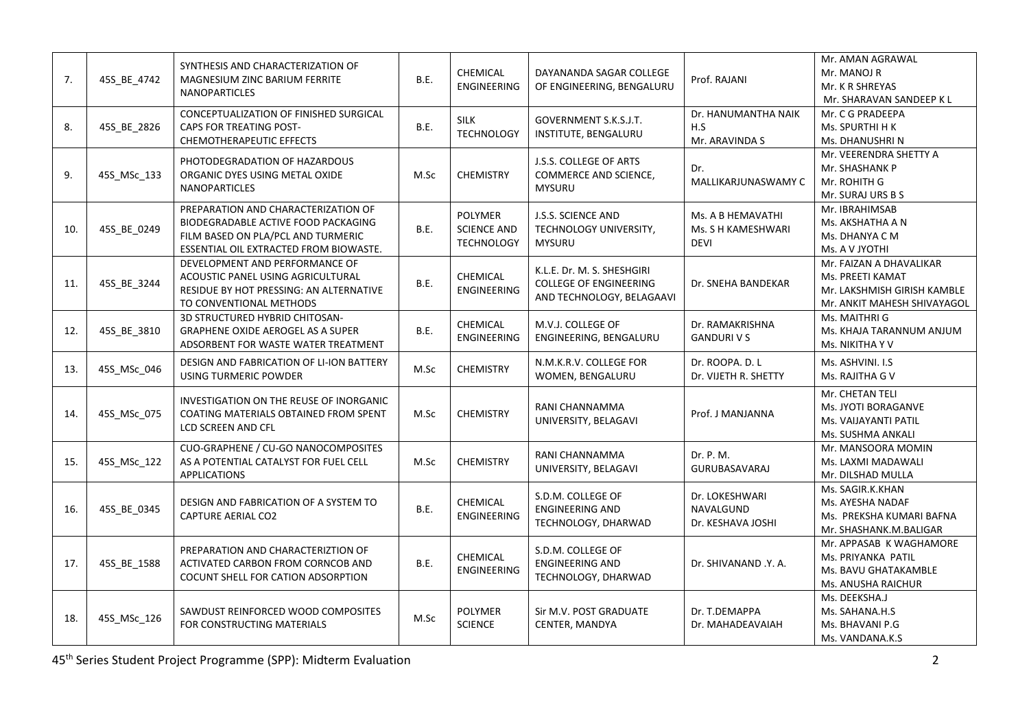| 7. | 45S_BE_4742 | SYNTHESIS AND CHARACTERIZATION OF MAGNESIUM ZINC BARIUM FERRITE NANOPARTICLES | B.E. | CHEMICAL ENGINEERING | DAYANANDA SAGAR COLLEGE OF ENGINEERING, BENGALURU | Prof. RAJANI | Mr. AMAN AGRAWAL<br>Mr. MANOJ R<br>Mr. K R SHREYAS<br>Mr. SHARAVAN SANDEEP K L |
|---|---|---|---|---|---|---|---|
| 8. | 45S_BE_2826 | CONCEPTUALIZATION OF FINISHED SURGICAL CAPS FOR TREATING POST-CHEMOTHERAPEUTIC EFFECTS | B.E. | SILK TECHNOLOGY | GOVERNMENT S.K.S.J.T. INSTITUTE, BENGALURU | Dr. HANUMANTHA NAIK H.S<br>Mr. ARAVINDA S | Mr. C G PRADEEPA<br>Ms. SPURTHI H K<br>Ms. DHANUSHRI N |
| 9. | 45S_MSc_133 | PHOTODEGRADATION OF HAZARDOUS ORGANIC DYES USING METAL OXIDE NANOPARTICLES | M.Sc | CHEMISTRY | J.S.S. COLLEGE OF ARTS COMMERCE AND SCIENCE, MYSURU | Dr. MALLIKARJUNASWAMY C | Mr. VEERENDRA SHETTY A<br>Mr. SHASHANK P<br>Mr. ROHITH G<br>Mr. SURAJ URS B S |
| 10. | 45S_BE_0249 | PREPARATION AND CHARACTERIZATION OF BIODEGRADABLE ACTIVE FOOD PACKAGING FILM BASED ON PLA/PCL AND TURMERIC ESSENTIAL OIL EXTRACTED FROM BIOWASTE. | B.E. | POLYMER SCIENCE AND TECHNOLOGY | J.S.S. SCIENCE AND TECHNOLOGY UNIVERSITY, MYSURU | Ms. A B HEMAVATHI<br>Ms. S H KAMESHWARI DEVI | Mr. IBRAHIMSAB<br>Ms. AKSHATHA A N<br>Ms. DHANYA C M<br>Ms. A V JYOTHI |
| 11. | 45S_BE_3244 | DEVELOPMENT AND PERFORMANCE OF ACOUSTIC PANEL USING AGRICULTURAL RESIDUE BY HOT PRESSING: AN ALTERNATIVE TO CONVENTIONAL METHODS | B.E. | CHEMICAL ENGINEERING | K.L.E. Dr. M. S. SHESHGIRI COLLEGE OF ENGINEERING AND TECHNOLOGY, BELAGAAVI | Dr. SNEHA BANDEKAR | Mr. FAIZAN A DHAVALIKAR<br>Ms. PREETI KAMAT<br>Mr. LAKSHMISH GIRISH KAMBLE<br>Mr. ANKIT MAHESH SHIVAYAGOL |
| 12. | 45S_BE_3810 | 3D STRUCTURED HYBRID CHITOSAN-GRAPHENE OXIDE AEROGEL AS A SUPER ADSORBENT FOR WASTE WATER TREATMENT | B.E. | CHEMICAL ENGINEERING | M.V.J. COLLEGE OF ENGINEERING, BENGALURU | Dr. RAMAKRISHNA GANDURI V S | Ms. MAITHRI G<br>Ms. KHAJA TARANNUM ANJUM<br>Ms. NIKITHA Y V |
| 13. | 45S_MSc_046 | DESIGN AND FABRICATION OF LI-ION BATTERY USING TURMERIC POWDER | M.Sc | CHEMISTRY | N.M.K.R.V. COLLEGE FOR WOMEN, BENGALURU | Dr. ROOPA. D. L<br>Dr. VIJETH R. SHETTY | Ms. ASHVINI. I.S<br>Ms. RAJITHA G V |
| 14. | 45S_MSc_075 | INVESTIGATION ON THE REUSE OF INORGANIC COATING MATERIALS OBTAINED FROM SPENT LCD SCREEN AND CFL | M.Sc | CHEMISTRY | RANI CHANNAMMA UNIVERSITY, BELAGAVI | Prof. J MANJANNA | Mr. CHETAN TELI<br>Ms. JYOTI BORAGANVE<br>Ms. VAIJAYANTI PATIL<br>Ms. SUSHMA ANKALI |
| 15. | 45S_MSc_122 | CUO-GRAPHENE / CU-GO NANOCOMPOSITES AS A POTENTIAL CATALYST FOR FUEL CELL APPLICATIONS | M.Sc | CHEMISTRY | RANI CHANNAMMA UNIVERSITY, BELAGAVI | Dr. P. M. GURUBASAVARAJ | Mr. MANSOORA MOMIN<br>Ms. LAXMI MADAWALI<br>Mr. DILSHAD MULLA |
| 16. | 45S_BE_0345 | DESIGN AND FABRICATION OF A SYSTEM TO CAPTURE AERIAL CO2 | B.E. | CHEMICAL ENGINEERING | S.D.M. COLLEGE OF ENGINEERING AND TECHNOLOGY, DHARWAD | Dr. LOKESHWARI NAVALGUND<br>Dr. KESHAVA JOSHI | Ms. SAGIR.K.KHAN<br>Ms. AYESHA NADAF<br>Ms. PREKSHA KUMARI BAFNA<br>Mr. SHASHANK.M.BALIGAR |
| 17. | 45S_BE_1588 | PREPARATION AND CHARACTERIZTION OF ACTIVATED CARBON FROM CORNCOB AND COCUNT SHELL FOR CATION ADSORPTION | B.E. | CHEMICAL ENGINEERING | S.D.M. COLLEGE OF ENGINEERING AND TECHNOLOGY, DHARWAD | Dr. SHIVANAND .Y. A. | Mr. APPASAB K WAGHAMORE<br>Ms. PRIYANKA PATIL<br>Ms. BAVU GHATAKAMBLE<br>Ms. ANUSHA RAICHUR |
| 18. | 45S_MSc_126 | SAWDUST REINFORCED WOOD COMPOSITES FOR CONSTRUCTING MATERIALS | M.Sc | POLYMER SCIENCE | Sir M.V. POST GRADUATE CENTER, MANDYA | Dr. T.DEMAPPA<br>Dr. MAHADEAVAIAH | Ms. DEEKSHA.J<br>Ms. SAHANA.H.S<br>Ms. BHAVANI P.G<br>Ms. VANDANA.K.S |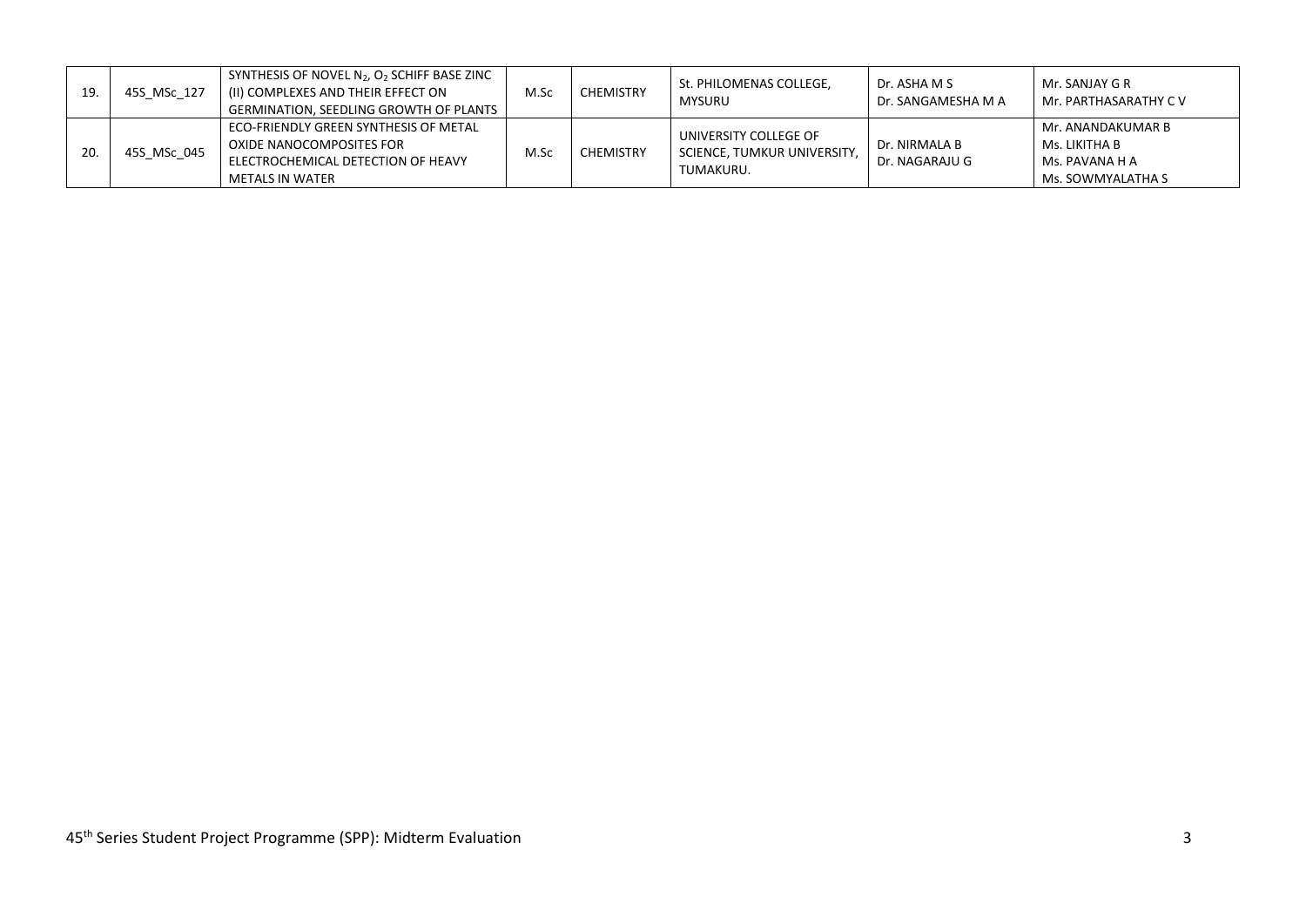| | | | | | | | |
|---|---|---|---|---|---|---|---|
| 19. | 45S_MSc_127 | SYNTHESIS OF NOVEL $N_2$, $O_2$ SCHIFF BASE ZINC (II) COMPLEXES AND THEIR EFFECT ON GERMINATION, SEEDLING GROWTH OF PLANTS | M.Sc | CHEMISTRY | St. PHILOMENAS COLLEGE, MYSURU | Dr. ASHA M S<br>Dr. SANGAMESHA M A | Mr. SANJAY G R<br>Mr. PARTHASARATHY C V |
| 20. | 45S_MSc_045 | ECO-FRIENDLY GREEN SYNTHESIS OF METAL OXIDE NANOCOMPOSITES FOR ELECTROCHEMICAL DETECTION OF HEAVY METALS IN WATER | M.Sc | CHEMISTRY | UNIVERSITY COLLEGE OF SCIENCE, TUMKUR UNIVERSITY, TUMAKURU. | Dr. NIRMALA B<br>Dr. NAGARAJU G | Mr. ANANDAKUMAR B<br>Ms. LIKITHA B<br>Ms. PAVANA H A<br>Ms. SOWMYALATHA S |